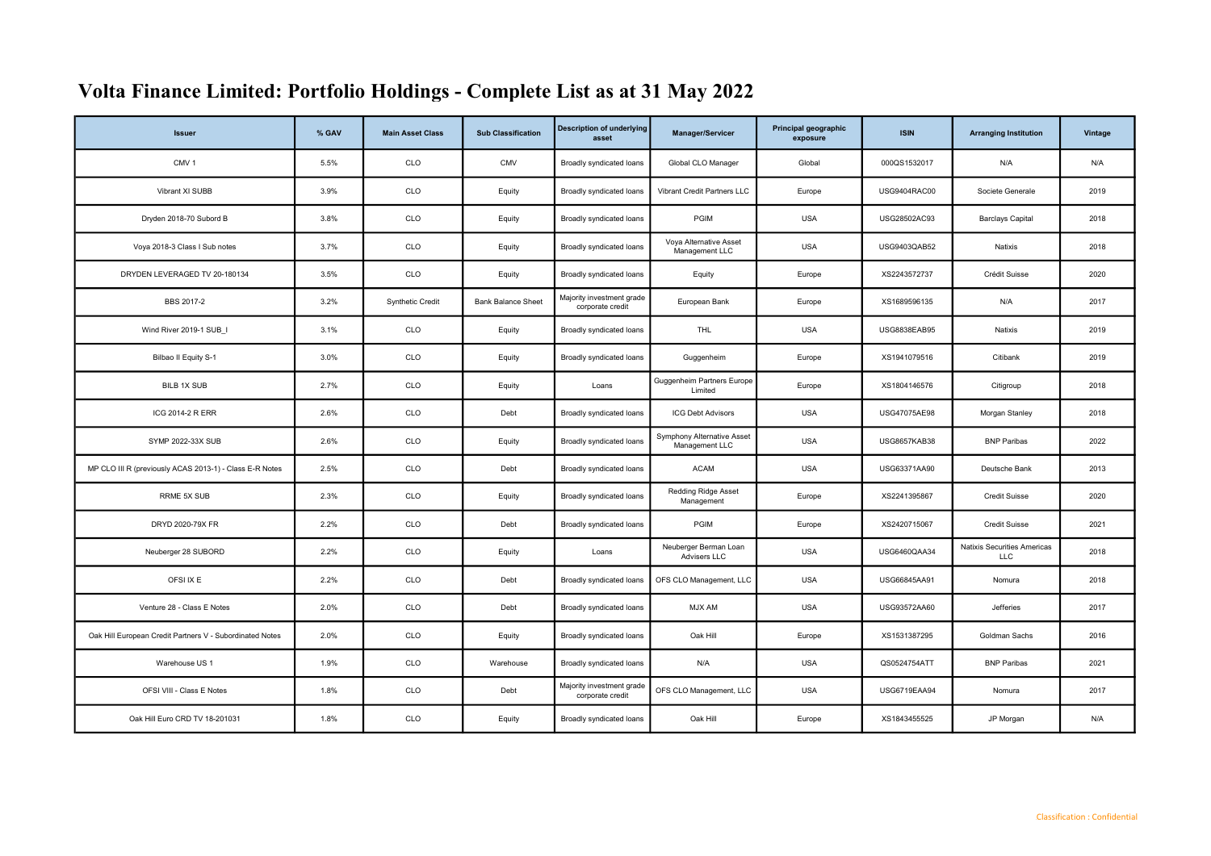# Volta Finance Limited: Portfolio Holdings - Complete List as at 31 May 2022

| Issuer | % GAV | Main Asset Class | Sub Classification | Description of underlying asset | Manager/Servicer | Principal geographic exposure | ISIN | Arranging Institution | Vintage |
|---|---|---|---|---|---|---|---|---|---|
| CMV 1 | 5.5% | CLO | CMV | Broadly syndicated loans | Global CLO Manager | Global | 000QS1532017 | N/A | N/A |
| Vibrant XI SUBB | 3.9% | CLO | Equity | Broadly syndicated loans | Vibrant Credit Partners LLC | Europe | USG9404RAC00 | Societe Generale | 2019 |
| Dryden 2018-70 Subord B | 3.8% | CLO | Equity | Broadly syndicated loans | PGIM | USA | USG28502AC93 | Barclays Capital | 2018 |
| Voya 2018-3 Class I Sub notes | 3.7% | CLO | Equity | Broadly syndicated loans | Voya Alternative Asset Management LLC | USA | USG9403QAB52 | Natixis | 2018 |
| DRYDEN LEVERAGED TV 20-180134 | 3.5% | CLO | Equity | Broadly syndicated loans | Equity | Europe | XS2243572737 | Crédit Suisse | 2020 |
| BBS 2017-2 | 3.2% | Synthetic Credit | Bank Balance Sheet | Majority investment grade corporate credit | European Bank | Europe | XS1689596135 | N/A | 2017 |
| Wind River 2019-1 SUB_I | 3.1% | CLO | Equity | Broadly syndicated loans | THL | USA | USG8838EAB95 | Natixis | 2019 |
| Bilbao II Equity S-1 | 3.0% | CLO | Equity | Broadly syndicated loans | Guggenheim | Europe | XS1941079516 | Citibank | 2019 |
| BILB 1X SUB | 2.7% | CLO | Equity | Loans | Guggenheim Partners Europe Limited | Europe | XS1804146576 | Citigroup | 2018 |
| ICG 2014-2 R ERR | 2.6% | CLO | Debt | Broadly syndicated loans | ICG Debt Advisors | USA | USG47075AE98 | Morgan Stanley | 2018 |
| SYMP 2022-33X SUB | 2.6% | CLO | Equity | Broadly syndicated loans | Symphony Alternative Asset Management LLC | USA | USG8657KAB38 | BNP Paribas | 2022 |
| MP CLO III R (previously ACAS 2013-1) - Class E-R Notes | 2.5% | CLO | Debt | Broadly syndicated loans | ACAM | USA | USG63371AA90 | Deutsche Bank | 2013 |
| RRME 5X SUB | 2.3% | CLO | Equity | Broadly syndicated loans | Redding Ridge Asset Management | Europe | XS2241395867 | Credit Suisse | 2020 |
| DRYD 2020-79X FR | 2.2% | CLO | Debt | Broadly syndicated loans | PGIM | Europe | XS2420715067 | Credit Suisse | 2021 |
| Neuberger 28 SUBORD | 2.2% | CLO | Equity | Loans | Neuberger Berman Loan Advisers LLC | USA | USG6460QAA34 | Natixis Securities Americas LLC | 2018 |
| OFSI IX E | 2.2% | CLO | Debt | Broadly syndicated loans | OFS CLO Management, LLC | USA | USG66845AA91 | Nomura | 2018 |
| Venture 28 - Class E Notes | 2.0% | CLO | Debt | Broadly syndicated loans | MJX AM | USA | USG93572AA60 | Jefferies | 2017 |
| Oak Hill European Credit Partners V - Subordinated Notes | 2.0% | CLO | Equity | Broadly syndicated loans | Oak Hill | Europe | XS1531387295 | Goldman Sachs | 2016 |
| Warehouse US 1 | 1.9% | CLO | Warehouse | Broadly syndicated loans | N/A | USA | QS0524754ATT | BNP Paribas | 2021 |
| OFSI VIII - Class E Notes | 1.8% | CLO | Debt | Majority investment grade corporate credit | OFS CLO Management, LLC | USA | USG6719EAA94 | Nomura | 2017 |
| Oak Hill Euro CRD TV 18-201031 | 1.8% | CLO | Equity | Broadly syndicated loans | Oak Hill | Europe | XS1843455525 | JP Morgan | N/A |

Classification : Confidential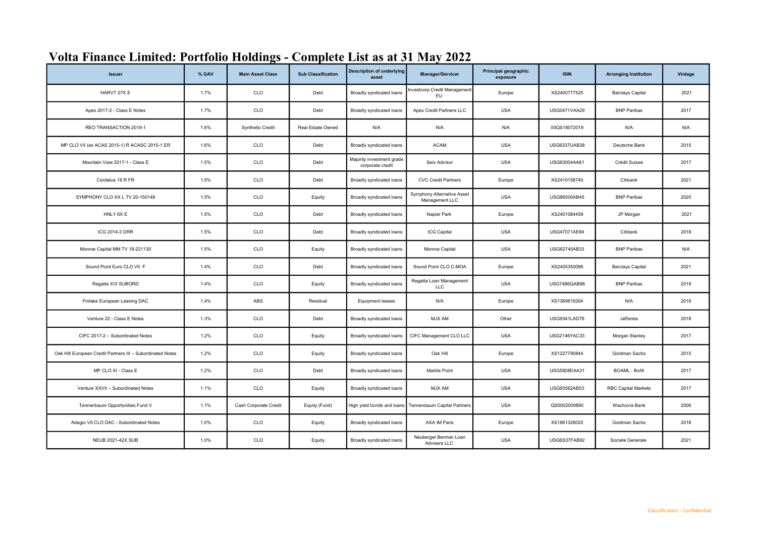# Volta Finance Limited: Portfolio Holdings - Complete List as at 31 May 2022

| Issuer | % GAV | Main Asset Class | Sub Classification | Description of underlying asset | Manager/Servicer | Principal geographic exposure | ISIN | Arranging Institution | Vintage |
|---|---|---|---|---|---|---|---|---|---|
| HARVT 27X E | 1.7% | CLO | Debt | Broadly syndicated loans | Investcorp Credit Management EU | Europe | XS2400777525 | Barclays Capital | 2021 |
| Apex 2017-2 - Class E Notes | 1.7% | CLO | Debt | Broadly syndicated loans | Apex Credit Partners LLC | USA | USG0471VAA29 | BNP Paribas | 2017 |
| REO TRANSACTION 2019-1 | 1.6% | Synthetic Credit | Real Estate Owned | N/A | N/A | N/A | 00QS18072019 | N/A | N/A |
| MP CLO VII (ex ACAS 2015-1) R ACASC 2015-1 ER | 1.6% | CLO | Debt | Broadly syndicated loans | ACAM | USA | USG6337UAB38 | Deutsche Bank | 2015 |
| Mountain View 2017-1 - Class E | 1.5% | CLO | Debt | Majority investment grade corporate credit | Seix Advisor | USA | USG63004AA61 | Crédit Suisse | 2017 |
| Cordatus 18 R FR | 1.5% | CLO | Debt | Broadly syndicated loans | CVC Credit Partners | Europe | XS2410158740 | Citibank | 2021 |
| SYMPHONY CLO XX L TV 20-150148 | 1.5% | CLO | Equity | Broadly syndicated loans | Symphony Alternative Asset Management LLC | USA | USG86500AB45 | BNP Paribas | 2020 |
| HNLY 6X E | 1.5% | CLO | Debt | Broadly syndicated loans | Napier Park | Europe | XS2401084459 | JP Morgan | 2021 |
| ICG 2014-3 DRR | 1.5% | CLO | Debt | Broadly syndicated loans | ICG Capital | USA | USG47071AE84 | Citibank | 2018 |
| Monroe Capital MM TV 18-221130 | 1.5% | CLO | Equity | Broadly syndicated loans | Monroe Capital | USA | USG62745AB33 | BNP Paribas | N/A |
| Sound Point Euro CLO VII F | 1.4% | CLO | Debt | Broadly syndicated loans | Sound Point CLO C-MOA | Europe | XS2405350096 | Barclays Capital | 2021 |
| Regatta XVI SUBORD | 1.4% | CLO | Equity | Broadly syndicated loans | Regatta Loan Management LLC | USA | USG7486QAB98 | BNP Paribas | 2019 |
| Fintake European Leasing DAC | 1.4% | ABS | Residual | Equipment leases | N/A | Europe | XS1369619264 | N/A | 2016 |
| Venture 22 - Class E Notes | 1.3% | CLO | Debt | Broadly syndicated loans | MJX AM | Other | USG9341LAD76 | Jefferies | 2018 |
| CIFC 2017-2 – Subordinated Notes | 1.2% | CLO | Equity | Broadly syndicated loans | CIFC Management CLO LLC | USA | USG2146YAC33 | Morgan Stanley | 2017 |
| Oak Hill European Credit Partners III – Subordinated Notes | 1.2% | CLO | Equity | Broadly syndicated loans | Oak Hill | Europe | XS1227790844 | Goldman Sachs | 2015 |
| MP CLO XI - Class E | 1.2% | CLO | Debt | Broadly syndicated loans | Marble Point | USA | USG5808EAA31 | BOAML - BofA | 2017 |
| Venture XXVII – Subordinated Notes | 1.1% | CLO | Equity | Broadly syndicated loans | MJX AM | USA | USG93562AB53 | RBC Capital Markets | 2017 |
| Tennenbaum Opportunities Fund V | 1.1% | Cash Corporate Credit | Equity (Fund) | High yield bonds and loans | Tennenbaum Capital Partners | USA | QS0002009890 | Wachovia Bank | 2006 |
| Adagio VII CLO DAC - Subordinated Notes | 1.0% | CLO | Equity | Broadly syndicated loans | AXA IM Paris | Europe | XS1861326020 | Goldman Sachs | 2018 |
| NEUB 2021-42X SUB | 1.0% | CLO | Equity | Broadly syndicated loans | Neuberger Berman Loan Advisers LLC | USA | USG6S37FAB92 | Societe Generale | 2021 |

Classification : Confidential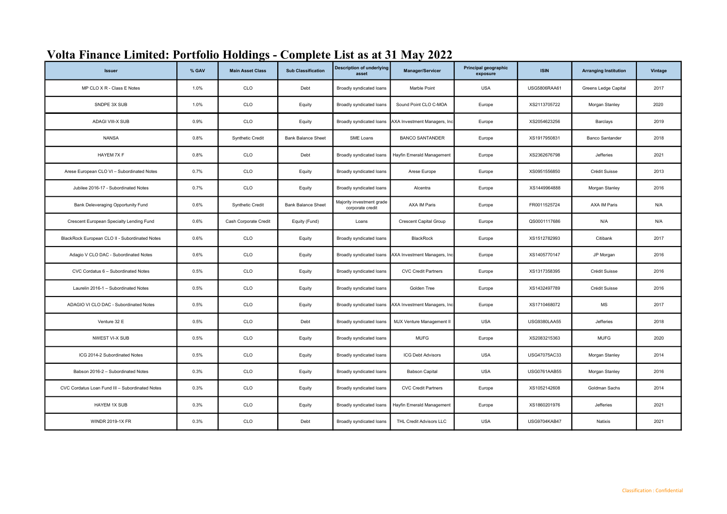# Volta Finance Limited: Portfolio Holdings - Complete List as at 31 May 2022

| Issuer | % GAV | Main Asset Class | Sub Classification | Description of underlying asset | Manager/Servicer | Principal geographic exposure | ISIN | Arranging Institution | Vintage |
|---|---|---|---|---|---|---|---|---|---|
| MP CLO X R - Class E Notes | 1.0% | CLO | Debt | Broadly syndicated loans | Marble Point | USA | USG5806RAA61 | Greens Ledge Capital | 2017 |
| SNDPE 3X SUB | 1.0% | CLO | Equity | Broadly syndicated loans | Sound Point CLO C-MOA | Europe | XS2113705722 | Morgan Stanley | 2020 |
| ADAGI VIII-X SUB | 0.9% | CLO | Equity | Broadly syndicated loans | AXA Investment Managers, Inc | Europe | XS2054623256 | Barclays | 2019 |
| NANSA | 0.8% | Synthetic Credit | Bank Balance Sheet | SME Loans | BANCO SANTANDER | Europe | XS1917950831 | Banco Santander | 2018 |
| HAYEM 7X F | 0.8% | CLO | Debt | Broadly syndicated loans | Hayfin Emerald Management | Europe | XS2362676798 | Jefferies | 2021 |
| Arese European CLO VI – Subordinated Notes | 0.7% | CLO | Equity | Broadly syndicated loans | Arese Europe | Europe | XS0951556850 | Crédit Suisse | 2013 |
| Jubilee 2016-17 - Subordinated Notes | 0.7% | CLO | Equity | Broadly syndicated loans | Alcentra | Europe | XS1449964888 | Morgan Stanley | 2016 |
| Bank Deleveraging Opportunity Fund | 0.6% | Synthetic Credit | Bank Balance Sheet | Majority investment grade corporate credit | AXA IM Paris | Europe | FR0011525724 | AXA IM Paris | N/A |
| Crescent European Specialty Lending Fund | 0.6% | Cash Corporate Credit | Equity (Fund) | Loans | Crescent Capital Group | Europe | QS0001117686 | N/A | N/A |
| BlackRock European CLO II - Subordinated Notes | 0.6% | CLO | Equity | Broadly syndicated loans | BlackRock | Europe | XS1512782993 | Citibank | 2017 |
| Adagio V CLO DAC - Subordinated Notes | 0.6% | CLO | Equity | Broadly syndicated loans | AXA Investment Managers, Inc | Europe | XS1405770147 | JP Morgan | 2016 |
| CVC Cordatus 6 – Subordinated Notes | 0.5% | CLO | Equity | Broadly syndicated loans | CVC Credit Partners | Europe | XS1317358395 | Crédit Suisse | 2016 |
| Laurelin 2016-1 – Subordinated Notes | 0.5% | CLO | Equity | Broadly syndicated loans | Golden Tree | Europe | XS1432497789 | Crédit Suisse | 2016 |
| ADAGIO VI CLO DAC - Subordinated Notes | 0.5% | CLO | Equity | Broadly syndicated loans | AXA Investment Managers, Inc | Europe | XS1710468072 | MS | 2017 |
| Venture 32 E | 0.5% | CLO | Debt | Broadly syndicated loans | MJX Venture Management II | USA | USG9380LAA55 | Jefferies | 2018 |
| NWEST VI-X SUB | 0.5% | CLO | Equity | Broadly syndicated loans | MUFG | Europe | XS2083215363 | MUFG | 2020 |
| ICG 2014-2 Subordinated Notes | 0.5% | CLO | Equity | Broadly syndicated loans | ICG Debt Advisors | USA | USG47075AC33 | Morgan Stanley | 2014 |
| Babson 2016-2 – Subordinated Notes | 0.3% | CLO | Equity | Broadly syndicated loans | Babson Capital | USA | USG0761AAB55 | Morgan Stanley | 2016 |
| CVC Cordatus Loan Fund III – Subordinated Notes | 0.3% | CLO | Equity | Broadly syndicated loans | CVC Credit Partners | Europe | XS1052142608 | Goldman Sachs | 2014 |
| HAYEM 1X SUB | 0.3% | CLO | Equity | Broadly syndicated loans | Hayfin Emerald Management | Europe | XS1860201976 | Jefferies | 2021 |
| WINDR 2019-1X FR | 0.3% | CLO | Debt | Broadly syndicated loans | THL Credit Advisors LLC | USA | USG9704KAB47 | Natixis | 2021 |

Classification : Confidential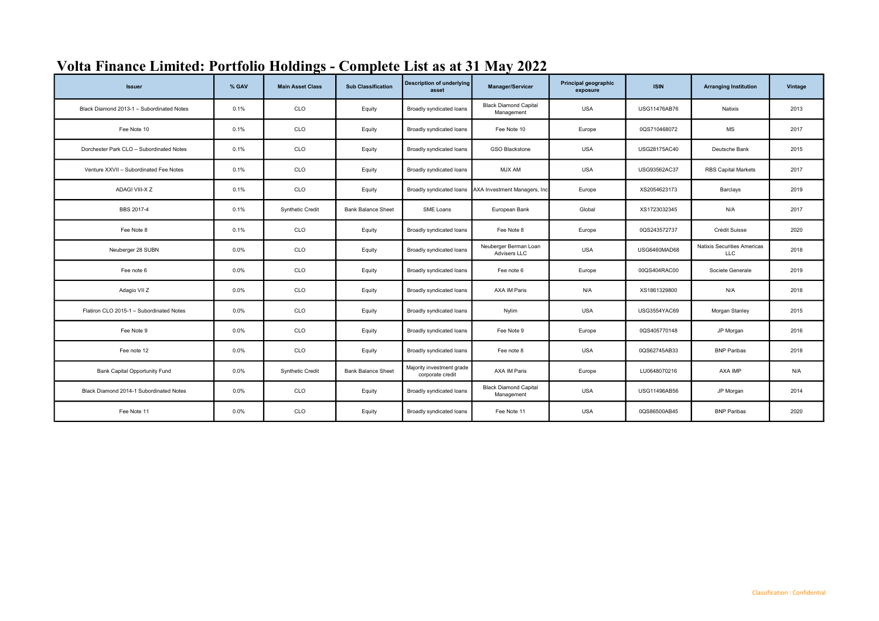# Volta Finance Limited: Portfolio Holdings - Complete List as at 31 May 2022

| Issuer | % GAV | Main Asset Class | Sub Classification | Description of underlying asset | Manager/Servicer | Principal geographic exposure | ISIN | Arranging Institution | Vintage |
|---|---|---|---|---|---|---|---|---|---|
| Black Diamond 2013-1 – Subordinated Notes | 0.1% | CLO | Equity | Broadly syndicated loans | Black Diamond Capital Management | USA | USG11476AB76 | Natixis | 2013 |
| Fee Note 10 | 0.1% | CLO | Equity | Broadly syndicated loans | Fee Note 10 | Europe | 0QS710468072 | MS | 2017 |
| Dorchester Park CLO – Subordinated Notes | 0.1% | CLO | Equity | Broadly syndicated loans | GSO Blackstone | USA | USG28175AC40 | Deutsche Bank | 2015 |
| Venture XXVII – Subordinated Fee Notes | 0.1% | CLO | Equity | Broadly syndicated loans | MJX AM | USA | USG93562AC37 | RBS Capital Markets | 2017 |
| ADAGI VIII-X Z | 0.1% | CLO | Equity | Broadly syndicated loans | AXA Investment Managers, Inc | Europe | XS2054623173 | Barclays | 2019 |
| BBS 2017-4 | 0.1% | Synthetic Credit | Bank Balance Sheet | SME Loans | European Bank | Global | XS1723032345 | N/A | 2017 |
| Fee Note 8 | 0.1% | CLO | Equity | Broadly syndicated loans | Fee Note 8 | Europe | 0QS243572737 | Crédit Suisse | 2020 |
| Neuberger 28 SUBN | 0.0% | CLO | Equity | Broadly syndicated loans | Neuberger Berman Loan Advisers LLC | USA | USG6460MAD68 | Natixis Securities Americas LLC | 2018 |
| Fee note 6 | 0.0% | CLO | Equity | Broadly syndicated loans | Fee note 6 | Europe | 00QS404RAC00 | Societe Generale | 2019 |
| Adagio VII Z | 0.0% | CLO | Equity | Broadly syndicated loans | AXA IM Paris | N/A | XS1861329800 | N/A | 2018 |
| Flatiron CLO 2015-1 – Subordinated Notes | 0.0% | CLO | Equity | Broadly syndicated loans | Nylim | USA | USG3554YAC69 | Morgan Stanley | 2015 |
| Fee Note 9 | 0.0% | CLO | Equity | Broadly syndicated loans | Fee Note 9 | Europe | 0QS405770148 | JP Morgan | 2016 |
| Fee note 12 | 0.0% | CLO | Equity | Broadly syndicated loans | Fee note 8 | USA | 0QS62745AB33 | BNP Paribas | 2018 |
| Bank Capital Opportunity Fund | 0.0% | Synthetic Credit | Bank Balance Sheet | Majority investment grade corporate credit | AXA IM Paris | Europe | LU0648070216 | AXA IMP | N/A |
| Black Diamond 2014-1 Subordinated Notes | 0.0% | CLO | Equity | Broadly syndicated loans | Black Diamond Capital Management | USA | USG11496AB56 | JP Morgan | 2014 |
| Fee Note 11 | 0.0% | CLO | Equity | Broadly syndicated loans | Fee Note 11 | USA | 0QS86500AB45 | BNP Paribas | 2020 |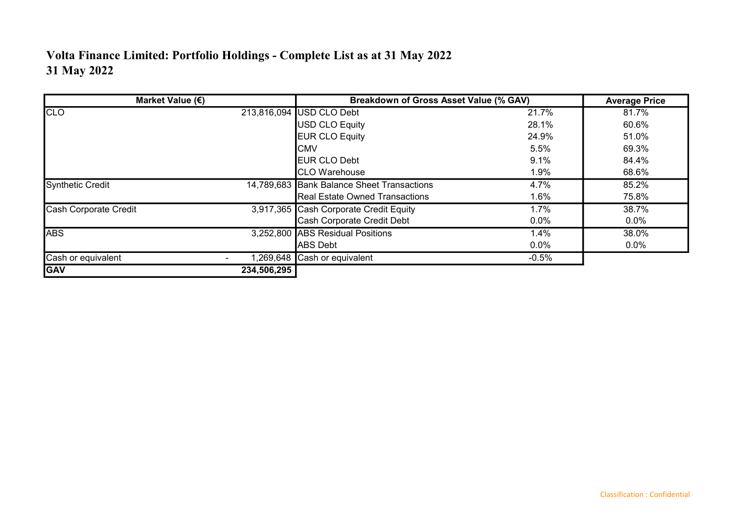# Volta Finance Limited: Portfolio Holdings - Complete List as at 31 May 2022
## 31 May 2022

| Market Value (€) | | Breakdown of Gross Asset Value (% GAV) | | Average Price |
|---|---|---|---|---|
| CLO | 213,816,094 | USD CLO Debt | 21.7% | 81.7% |
| | | USD CLO Equity | 28.1% | 60.6% |
| | | EUR CLO Equity | 24.9% | 51.0% |
| | | CMV | 5.5% | 69.3% |
| | | EUR CLO Debt | 9.1% | 84.4% |
| | | CLO Warehouse | 1.9% | 68.6% |
| Synthetic Credit | 14,789,683 | Bank Balance Sheet Transactions | 4.7% | 85.2% |
| | | Real Estate Owned Transactions | 1.6% | 75.8% |
| Cash Corporate Credit | 3,917,365 | Cash Corporate Credit Equity | 1.7% | 38.7% |
| | | Cash Corporate Credit Debt | 0.0% | 0.0% |
| ABS | 3,252,800 | ABS Residual Positions | 1.4% | 38.0% |
| | | ABS Debt | 0.0% | 0.0% |
| Cash or equivalent | - 1,269,648 | Cash or equivalent | -0.5% | |
| **GAV** | **234,506,295** | | | |

Classification : Confidential